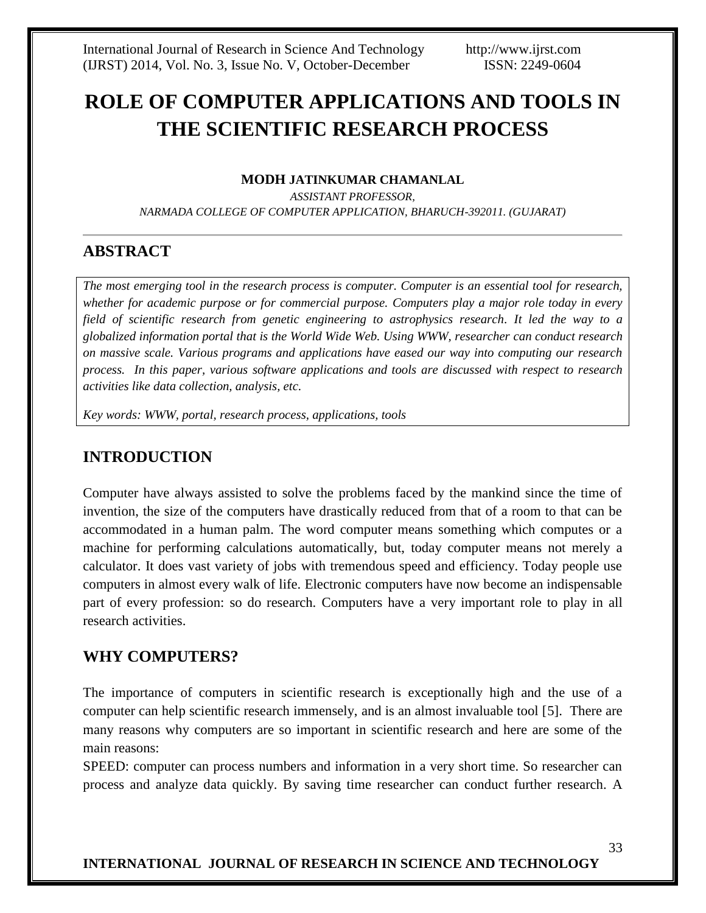# ROLE OF COMPUTER APPLICATIONS AND TOOLS IN THE SCIENTIFIC RESEARCH PROCESS

**MODH JATINKUMAR CHAMANLAL**

*ASSISTANT PROFESSOR,*
*NARMADA COLLEGE OF COMPUTER APPLICATION, BHARUCH-392011. (GUJARAT)*

## ABSTRACT

*The most emerging tool in the research process is computer. Computer is an essential tool for research, whether for academic purpose or for commercial purpose. Computers play a major role today in every field of scientific research from genetic engineering to astrophysics research. It led the way to a globalized information portal that is the World Wide Web. Using WWW, researcher can conduct research on massive scale. Various programs and applications have eased our way into computing our research process. In this paper, various software applications and tools are discussed with respect to research activities like data collection, analysis, etc.*

*Key words: WWW, portal, research process, applications, tools*

## INTRODUCTION

Computer have always assisted to solve the problems faced by the mankind since the time of invention, the size of the computers have drastically reduced from that of a room to that can be accommodated in a human palm. The word computer means something which computes or a machine for performing calculations automatically, but, today computer means not merely a calculator. It does vast variety of jobs with tremendous speed and efficiency. Today people use computers in almost every walk of life. Electronic computers have now become an indispensable part of every profession: so do research. Computers have a very important role to play in all research activities.

## WHY COMPUTERS?

The importance of computers in scientific research is exceptionally high and the use of a computer can help scientific research immensely, and is an almost invaluable tool [5]. There are many reasons why computers are so important in scientific research and here are some of the main reasons:

SPEED: computer can process numbers and information in a very short time. So researcher can process and analyze data quickly. By saving time researcher can conduct further research. A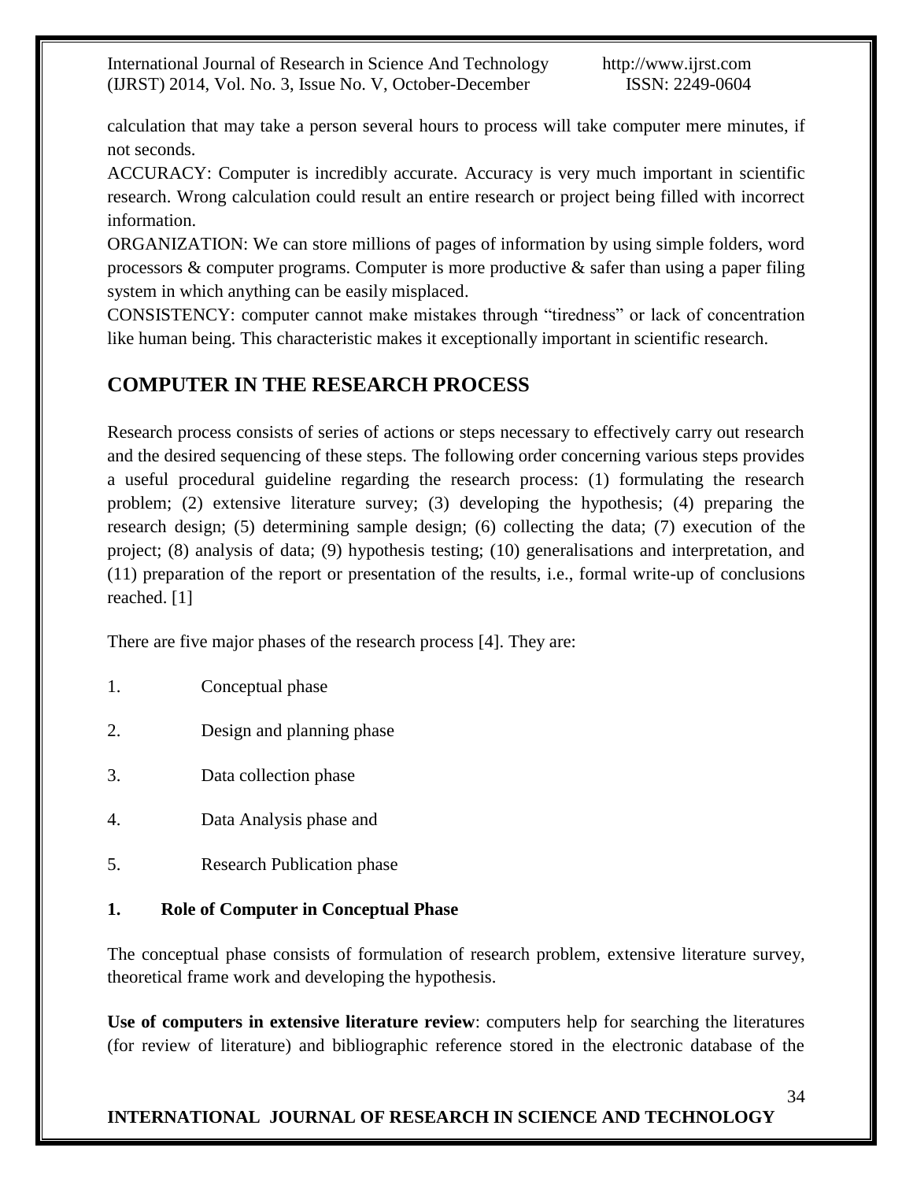calculation that may take a person several hours to process will take computer mere minutes, if not seconds.

ACCURACY: Computer is incredibly accurate. Accuracy is very much important in scientific research. Wrong calculation could result an entire research or project being filled with incorrect information.

ORGANIZATION: We can store millions of pages of information by using simple folders, word processors & computer programs. Computer is more productive & safer than using a paper filing system in which anything can be easily misplaced.

CONSISTENCY: computer cannot make mistakes through "tiredness" or lack of concentration like human being. This characteristic makes it exceptionally important in scientific research.

## COMPUTER IN THE RESEARCH PROCESS

Research process consists of series of actions or steps necessary to effectively carry out research and the desired sequencing of these steps. The following order concerning various steps provides a useful procedural guideline regarding the research process: (1) formulating the research problem; (2) extensive literature survey; (3) developing the hypothesis; (4) preparing the research design; (5) determining sample design; (6) collecting the data; (7) execution of the project; (8) analysis of data; (9) hypothesis testing; (10) generalisations and interpretation, and (11) preparation of the report or presentation of the results, i.e., formal write-up of conclusions reached. [1]

There are five major phases of the research process [4]. They are:

1. Conceptual phase
2. Design and planning phase
3. Data collection phase
4. Data Analysis phase and
5. Research Publication phase

### 1. Role of Computer in Conceptual Phase

The conceptual phase consists of formulation of research problem, extensive literature survey, theoretical frame work and developing the hypothesis.

**Use of computers in extensive literature review**: computers help for searching the literatures (for review of literature) and bibliographic reference stored in the electronic database of the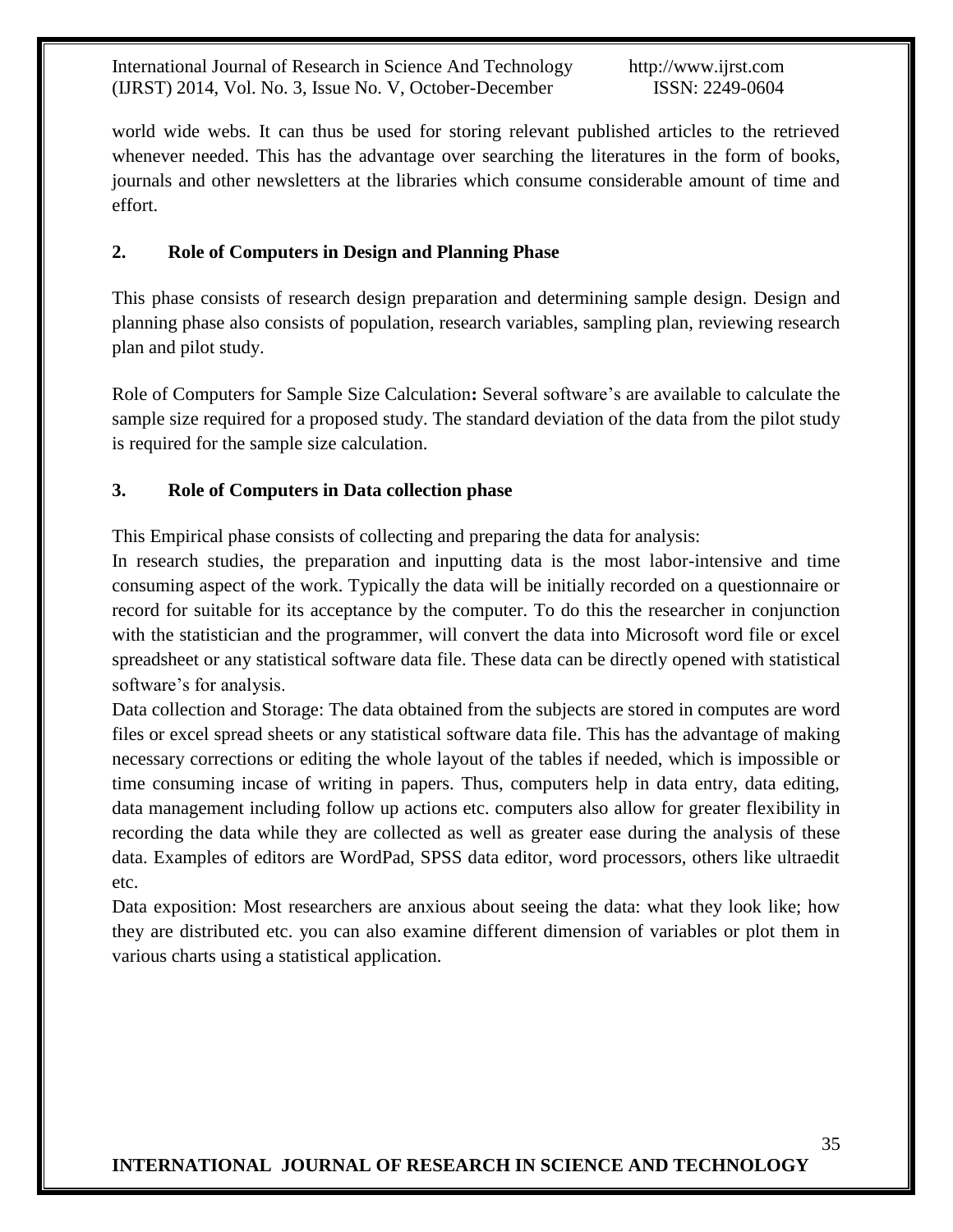world wide webs. It can thus be used for storing relevant published articles to the retrieved whenever needed. This has the advantage over searching the literatures in the form of books, journals and other newsletters at the libraries which consume considerable amount of time and effort.

## 2. Role of Computers in Design and Planning Phase

This phase consists of research design preparation and determining sample design. Design and planning phase also consists of population, research variables, sampling plan, reviewing research plan and pilot study.

Role of Computers for Sample Size Calculation**:** Several software's are available to calculate the sample size required for a proposed study. The standard deviation of the data from the pilot study is required for the sample size calculation.

## 3. Role of Computers in Data collection phase

This Empirical phase consists of collecting and preparing the data for analysis:

In research studies, the preparation and inputting data is the most labor-intensive and time consuming aspect of the work. Typically the data will be initially recorded on a questionnaire or record for suitable for its acceptance by the computer. To do this the researcher in conjunction with the statistician and the programmer, will convert the data into Microsoft word file or excel spreadsheet or any statistical software data file. These data can be directly opened with statistical software's for analysis.

Data collection and Storage: The data obtained from the subjects are stored in computes are word files or excel spread sheets or any statistical software data file. This has the advantage of making necessary corrections or editing the whole layout of the tables if needed, which is impossible or time consuming incase of writing in papers. Thus, computers help in data entry, data editing, data management including follow up actions etc. computers also allow for greater flexibility in recording the data while they are collected as well as greater ease during the analysis of these data. Examples of editors are WordPad, SPSS data editor, word processors, others like ultraedit etc.

Data exposition: Most researchers are anxious about seeing the data: what they look like; how they are distributed etc. you can also examine different dimension of variables or plot them in various charts using a statistical application.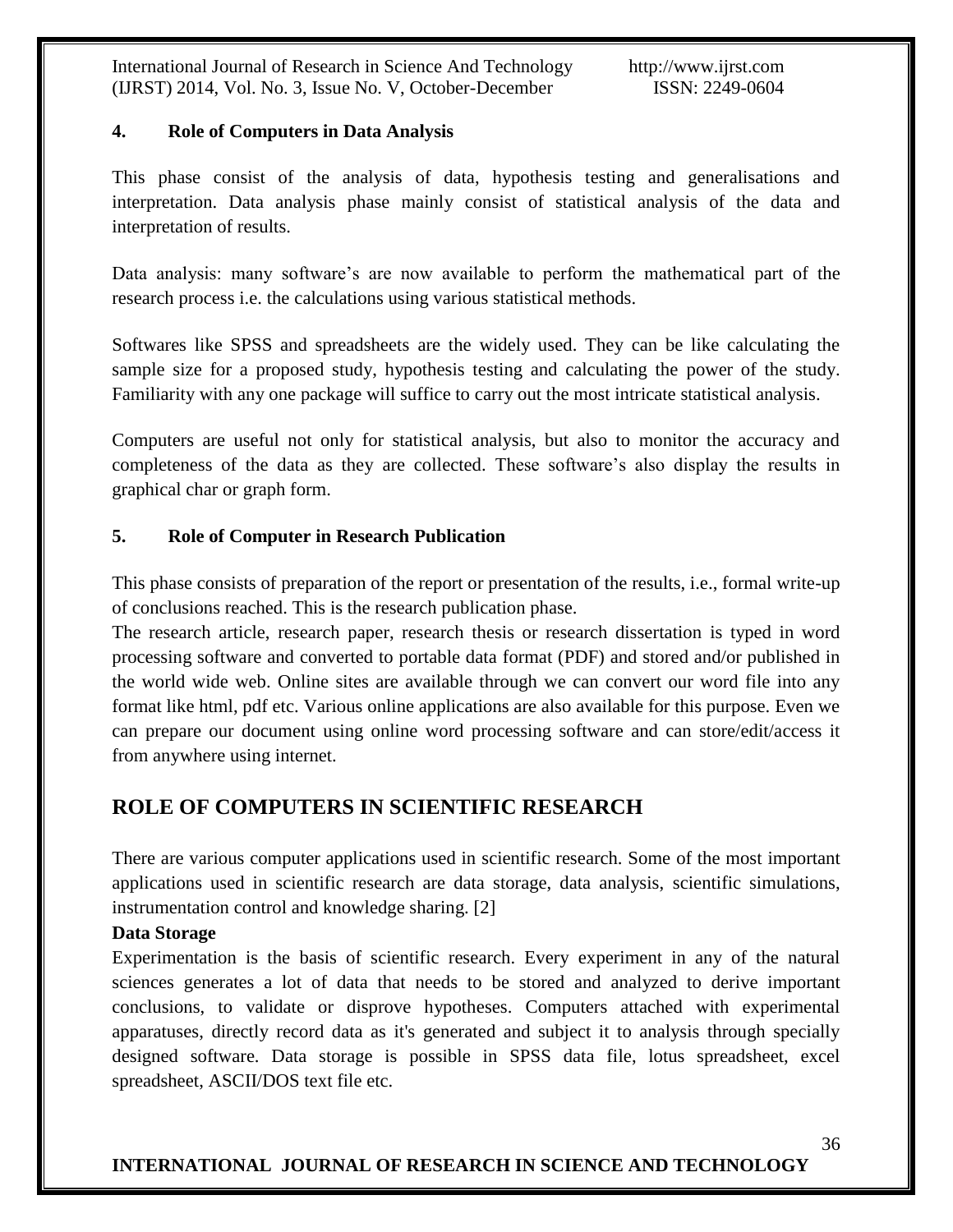### 4. Role of Computers in Data Analysis

This phase consist of the analysis of data, hypothesis testing and generalisations and interpretation. Data analysis phase mainly consist of statistical analysis of the data and interpretation of results.

Data analysis: many software's are now available to perform the mathematical part of the research process i.e. the calculations using various statistical methods.

Softwares like SPSS and spreadsheets are the widely used. They can be like calculating the sample size for a proposed study, hypothesis testing and calculating the power of the study. Familiarity with any one package will suffice to carry out the most intricate statistical analysis.

Computers are useful not only for statistical analysis, but also to monitor the accuracy and completeness of the data as they are collected. These software's also display the results in graphical char or graph form.

### 5. Role of Computer in Research Publication

This phase consists of preparation of the report or presentation of the results, i.e., formal write-up of conclusions reached. This is the research publication phase.

The research article, research paper, research thesis or research dissertation is typed in word processing software and converted to portable data format (PDF) and stored and/or published in the world wide web. Online sites are available through we can convert our word file into any format like html, pdf etc. Various online applications are also available for this purpose. Even we can prepare our document using online word processing software and can store/edit/access it from anywhere using internet.

## ROLE OF COMPUTERS IN SCIENTIFIC RESEARCH

There are various computer applications used in scientific research. Some of the most important applications used in scientific research are data storage, data analysis, scientific simulations, instrumentation control and knowledge sharing. [2]

**Data Storage**

Experimentation is the basis of scientific research. Every experiment in any of the natural sciences generates a lot of data that needs to be stored and analyzed to derive important conclusions, to validate or disprove hypotheses. Computers attached with experimental apparatuses, directly record data as it's generated and subject it to analysis through specially designed software. Data storage is possible in SPSS data file, lotus spreadsheet, excel spreadsheet, ASCII/DOS text file etc.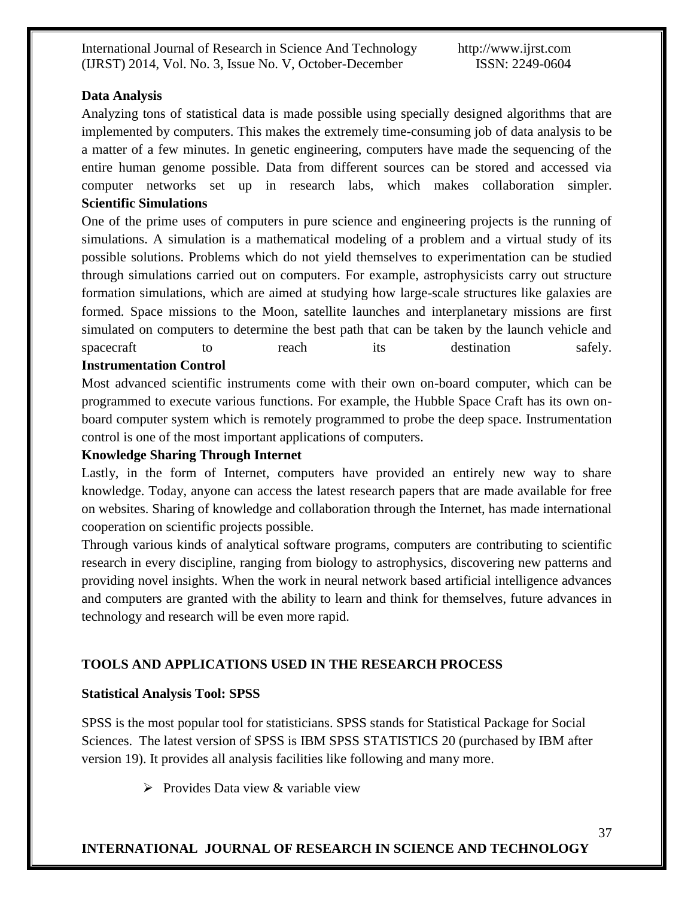### Data Analysis

Analyzing tons of statistical data is made possible using specially designed algorithms that are implemented by computers. This makes the extremely time-consuming job of data analysis to be a matter of a few minutes. In genetic engineering, computers have made the sequencing of the entire human genome possible. Data from different sources can be stored and accessed via computer networks set up in research labs, which makes collaboration simpler.

### Scientific Simulations

One of the prime uses of computers in pure science and engineering projects is the running of simulations. A simulation is a mathematical modeling of a problem and a virtual study of its possible solutions. Problems which do not yield themselves to experimentation can be studied through simulations carried out on computers. For example, astrophysicists carry out structure formation simulations, which are aimed at studying how large-scale structures like galaxies are formed. Space missions to the Moon, satellite launches and interplanetary missions are first simulated on computers to determine the best path that can be taken by the launch vehicle and spacecraft to reach its destination safely.

### Instrumentation Control

Most advanced scientific instruments come with their own on-board computer, which can be programmed to execute various functions. For example, the Hubble Space Craft has its own on-board computer system which is remotely programmed to probe the deep space. Instrumentation control is one of the most important applications of computers.

### Knowledge Sharing Through Internet

Lastly, in the form of Internet, computers have provided an entirely new way to share knowledge. Today, anyone can access the latest research papers that are made available for free on websites. Sharing of knowledge and collaboration through the Internet, has made international cooperation on scientific projects possible.

Through various kinds of analytical software programs, computers are contributing to scientific research in every discipline, ranging from biology to astrophysics, discovering new patterns and providing novel insights. When the work in neural network based artificial intelligence advances and computers are granted with the ability to learn and think for themselves, future advances in technology and research will be even more rapid.

## TOOLS AND APPLICATIONS USED IN THE RESEARCH PROCESS

### Statistical Analysis Tool: SPSS

SPSS is the most popular tool for statisticians. SPSS stands for Statistical Package for Social Sciences. The latest version of SPSS is IBM SPSS STATISTICS 20 (purchased by IBM after version 19). It provides all analysis facilities like following and many more.

- Provides Data view & variable view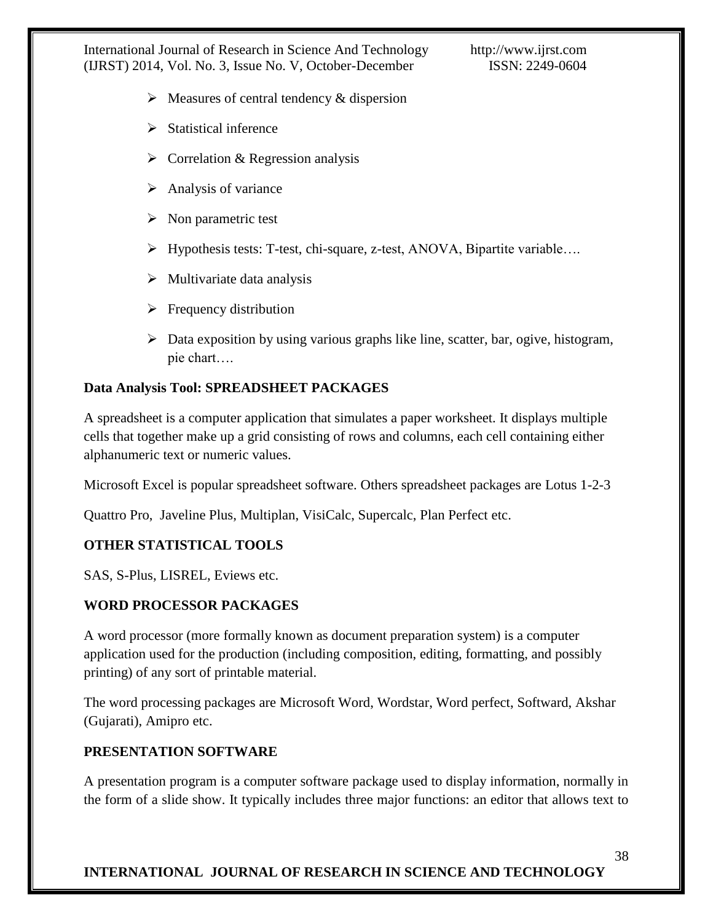- Measures of central tendency & dispersion
- Statistical inference
- Correlation & Regression analysis
- Analysis of variance
- Non parametric test
- Hypothesis tests: T-test, chi-square, z-test, ANOVA, Bipartite variable….
- Multivariate data analysis
- Frequency distribution
- Data exposition by using various graphs like line, scatter, bar, ogive, histogram, pie chart….

**Data Analysis Tool: SPREADSHEET PACKAGES**

A spreadsheet is a computer application that simulates a paper worksheet. It displays multiple cells that together make up a grid consisting of rows and columns, each cell containing either alphanumeric text or numeric values.

Microsoft Excel is popular spreadsheet software. Others spreadsheet packages are Lotus 1-2-3

Quattro Pro, Javeline Plus, Multiplan, VisiCalc, Supercalc, Plan Perfect etc.

**OTHER STATISTICAL TOOLS**

SAS, S-Plus, LISREL, Eviews etc.

**WORD PROCESSOR PACKAGES**

A word processor (more formally known as document preparation system) is a computer application used for the production (including composition, editing, formatting, and possibly printing) of any sort of printable material.

The word processing packages are Microsoft Word, Wordstar, Word perfect, Softward, Akshar (Gujarati), Amipro etc.

**PRESENTATION SOFTWARE**

A presentation program is a computer software package used to display information, normally in the form of a slide show. It typically includes three major functions: an editor that allows text to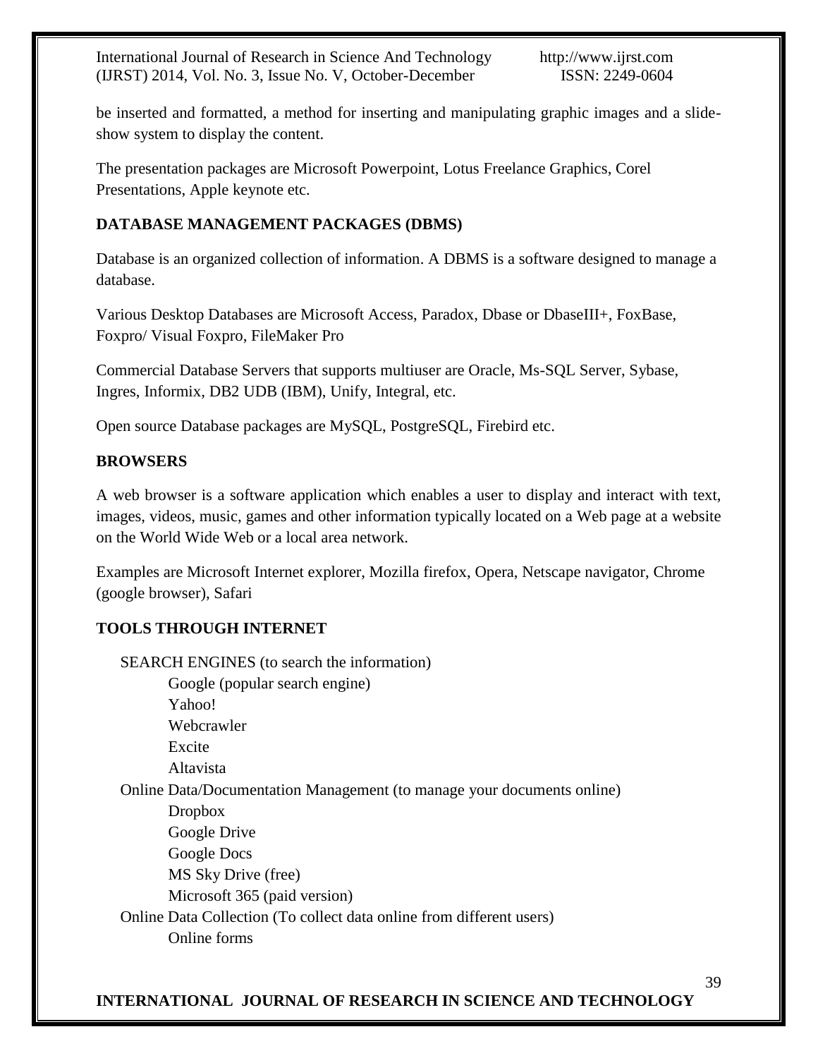be inserted and formatted, a method for inserting and manipulating graphic images and a slide-show system to display the content.

The presentation packages are Microsoft Powerpoint, Lotus Freelance Graphics, Corel Presentations, Apple keynote etc.

**DATABASE MANAGEMENT PACKAGES (DBMS)**

Database is an organized collection of information. A DBMS is a software designed to manage a database.

Various Desktop Databases are Microsoft Access, Paradox, Dbase or DbaseIII+, FoxBase, Foxpro/ Visual Foxpro, FileMaker Pro

Commercial Database Servers that supports multiuser are Oracle, Ms-SQL Server, Sybase, Ingres, Informix, DB2 UDB (IBM), Unify, Integral, etc.

Open source Database packages are MySQL, PostgreSQL, Firebird etc.

**BROWSERS**

A web browser is a software application which enables a user to display and interact with text, images, videos, music, games and other information typically located on a Web page at a website on the World Wide Web or a local area network.

Examples are Microsoft Internet explorer, Mozilla firefox, Opera, Netscape navigator, Chrome (google browser), Safari

**TOOLS THROUGH INTERNET**

- SEARCH ENGINES (to search the information)
  - Google (popular search engine)
  - Yahoo!
  - Webcrawler
  - Excite
  - Altavista
- Online Data/Documentation Management (to manage your documents online)
  - Dropbox
  - Google Drive
  - Google Docs
  - MS Sky Drive (free)
  - Microsoft 365 (paid version)
- Online Data Collection (To collect data online from different users)
  - Online forms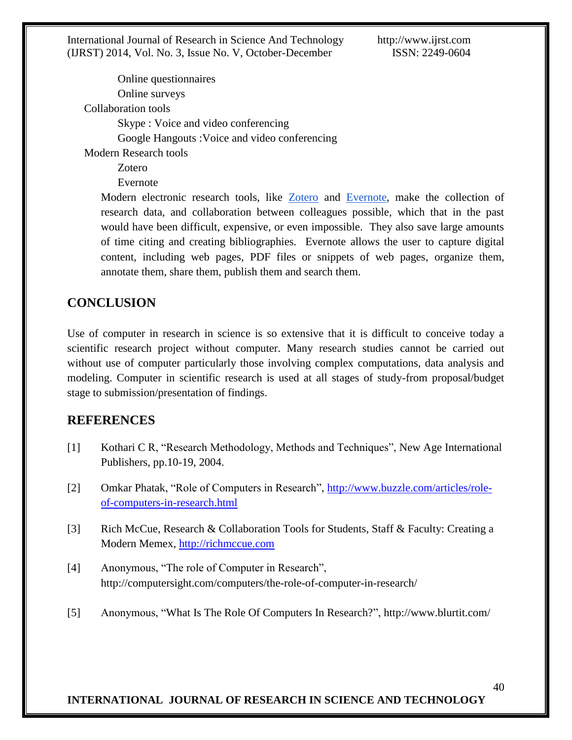- Online questionnaires
- Online surveys

Collaboration tools

- Skype : Voice and video conferencing
- Google Hangouts :Voice and video conferencing

Modern Research tools

- Zotero
- Evernote

Modern electronic research tools, like Zotero and Evernote, make the collection of research data, and collaboration between colleagues possible, which that in the past would have been difficult, expensive, or even impossible. They also save large amounts of time citing and creating bibliographies. Evernote allows the user to capture digital content, including web pages, PDF files or snippets of web pages, organize them, annotate them, share them, publish them and search them.

## CONCLUSION

Use of computer in research in science is so extensive that it is difficult to conceive today a scientific research project without computer. Many research studies cannot be carried out without use of computer particularly those involving complex computations, data analysis and modeling. Computer in scientific research is used at all stages of study-from proposal/budget stage to submission/presentation of findings.

## REFERENCES

[1] Kothari C R, "Research Methodology, Methods and Techniques", New Age International Publishers, pp.10-19, 2004.

[2] Omkar Phatak, "Role of Computers in Research", http://www.buzzle.com/articles/role-of-computers-in-research.html

[3] Rich McCue, Research & Collaboration Tools for Students, Staff & Faculty: Creating a Modern Memex, http://richmccue.com

[4] Anonymous, "The role of Computer in Research", http://computersight.com/computers/the-role-of-computer-in-research/

[5] Anonymous, "What Is The Role Of Computers In Research?", http://www.blurtit.com/